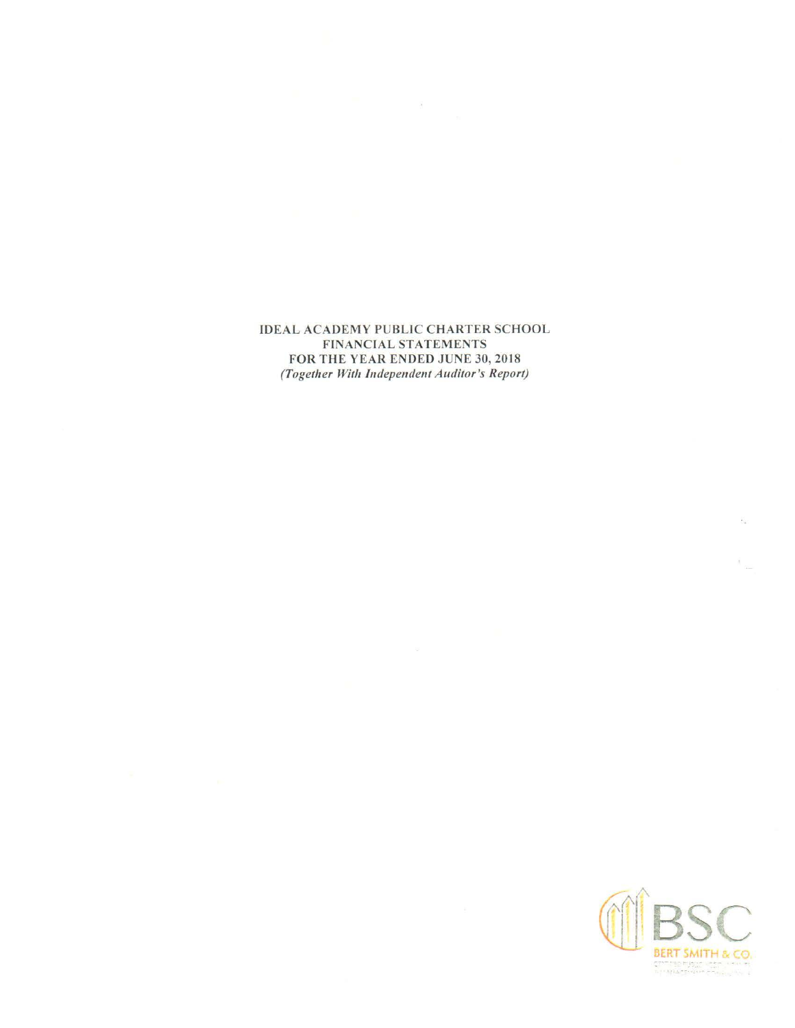# IDEAL ACADEMY PUBLIC CHARTER SCHOOL
## FINANCIAL STATEMENTS
## FOR THE YEAR ENDED JUNE 30, 2018
*(Together With Independent Auditor's Report)*

BSC
BERT SMITH & CO.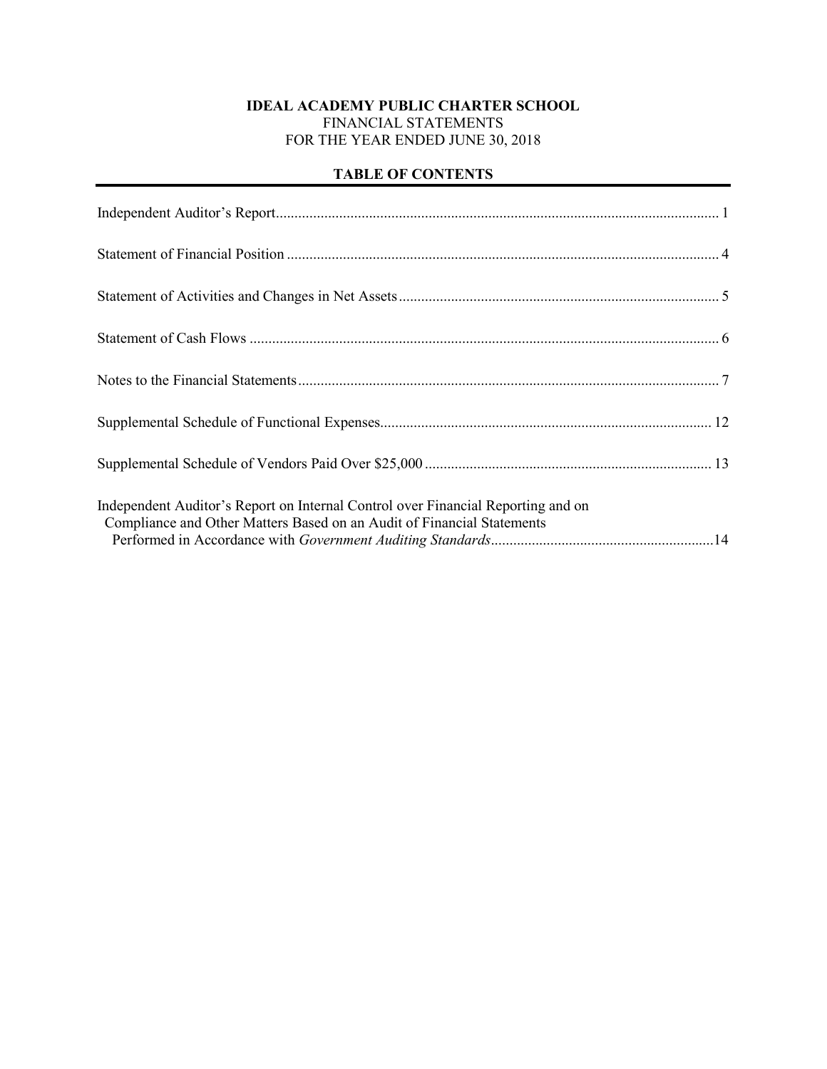**IDEAL ACADEMY PUBLIC CHARTER SCHOOL**
FINANCIAL STATEMENTS
FOR THE YEAR ENDED JUNE 30, 2018

## TABLE OF CONTENTS

| | |
|---|---|
| Independent Auditor's Report | 1 |
| Statement of Financial Position | 4 |
| Statement of Activities and Changes in Net Assets | 5 |
| Statement of Cash Flows | 6 |
| Notes to the Financial Statements | 7 |
| Supplemental Schedule of Functional Expenses | 12 |
| Supplemental Schedule of Vendors Paid Over $25,000 | 13 |
| Independent Auditor's Report on Internal Control over Financial Reporting and on Compliance and Other Matters Based on an Audit of Financial Statements Performed in Accordance with *Government Auditing Standards* | 14 |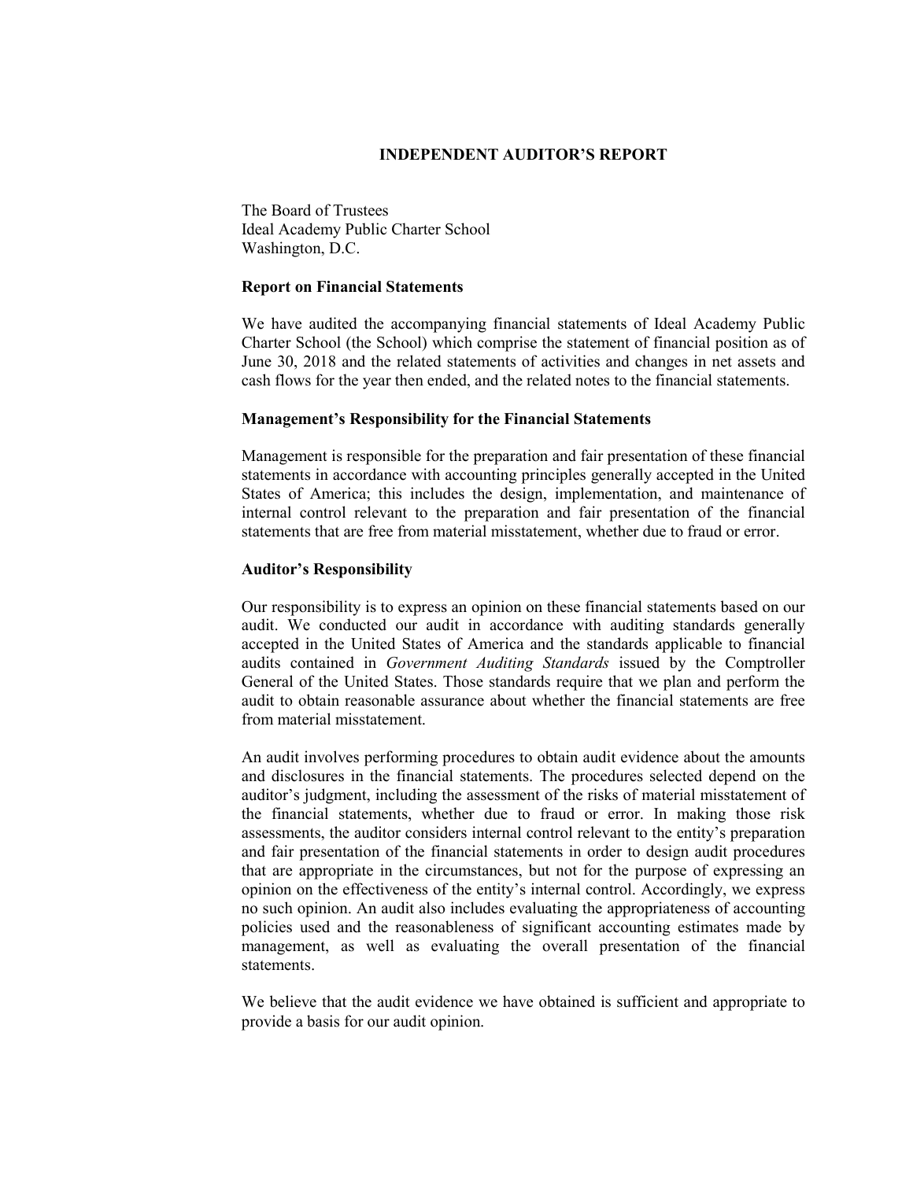# INDEPENDENT AUDITOR'S REPORT

The Board of Trustees
Ideal Academy Public Charter School
Washington, D.C.

**Report on Financial Statements**

We have audited the accompanying financial statements of Ideal Academy Public Charter School (the School) which comprise the statement of financial position as of June 30, 2018 and the related statements of activities and changes in net assets and cash flows for the year then ended, and the related notes to the financial statements.

**Management's Responsibility for the Financial Statements**

Management is responsible for the preparation and fair presentation of these financial statements in accordance with accounting principles generally accepted in the United States of America; this includes the design, implementation, and maintenance of internal control relevant to the preparation and fair presentation of the financial statements that are free from material misstatement, whether due to fraud or error.

**Auditor's Responsibility**

Our responsibility is to express an opinion on these financial statements based on our audit. We conducted our audit in accordance with auditing standards generally accepted in the United States of America and the standards applicable to financial audits contained in *Government Auditing Standards* issued by the Comptroller General of the United States. Those standards require that we plan and perform the audit to obtain reasonable assurance about whether the financial statements are free from material misstatement.

An audit involves performing procedures to obtain audit evidence about the amounts and disclosures in the financial statements. The procedures selected depend on the auditor's judgment, including the assessment of the risks of material misstatement of the financial statements, whether due to fraud or error. In making those risk assessments, the auditor considers internal control relevant to the entity's preparation and fair presentation of the financial statements in order to design audit procedures that are appropriate in the circumstances, but not for the purpose of expressing an opinion on the effectiveness of the entity's internal control. Accordingly, we express no such opinion. An audit also includes evaluating the appropriateness of accounting policies used and the reasonableness of significant accounting estimates made by management, as well as evaluating the overall presentation of the financial statements.

We believe that the audit evidence we have obtained is sufficient and appropriate to provide a basis for our audit opinion.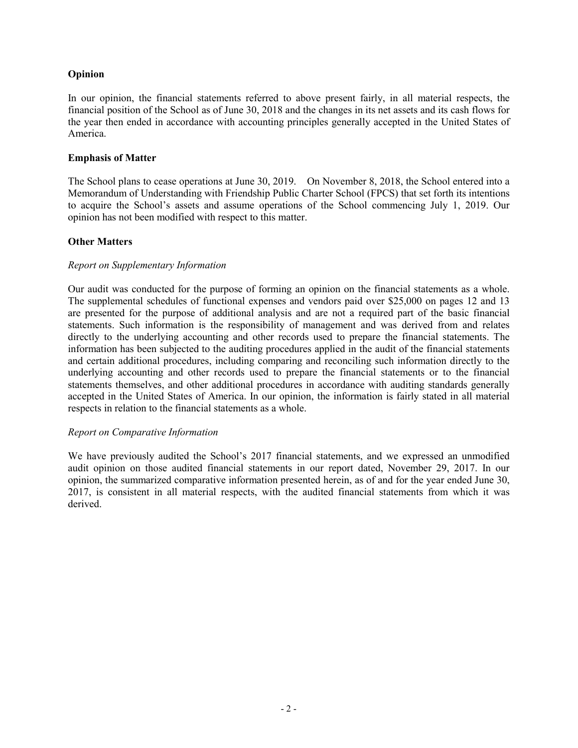**Opinion**

In our opinion, the financial statements referred to above present fairly, in all material respects, the financial position of the School as of June 30, 2018 and the changes in its net assets and its cash flows for the year then ended in accordance with accounting principles generally accepted in the United States of America.

**Emphasis of Matter**

The School plans to cease operations at June 30, 2019. On November 8, 2018, the School entered into a Memorandum of Understanding with Friendship Public Charter School (FPCS) that set forth its intentions to acquire the School's assets and assume operations of the School commencing July 1, 2019. Our opinion has not been modified with respect to this matter.

**Other Matters**

*Report on Supplementary Information*

Our audit was conducted for the purpose of forming an opinion on the financial statements as a whole. The supplemental schedules of functional expenses and vendors paid over $25,000 on pages 12 and 13 are presented for the purpose of additional analysis and are not a required part of the basic financial statements. Such information is the responsibility of management and was derived from and relates directly to the underlying accounting and other records used to prepare the financial statements. The information has been subjected to the auditing procedures applied in the audit of the financial statements and certain additional procedures, including comparing and reconciling such information directly to the underlying accounting and other records used to prepare the financial statements or to the financial statements themselves, and other additional procedures in accordance with auditing standards generally accepted in the United States of America. In our opinion, the information is fairly stated in all material respects in relation to the financial statements as a whole.

*Report on Comparative Information*

We have previously audited the School's 2017 financial statements, and we expressed an unmodified audit opinion on those audited financial statements in our report dated, November 29, 2017. In our opinion, the summarized comparative information presented herein, as of and for the year ended June 30, 2017, is consistent in all material respects, with the audited financial statements from which it was derived.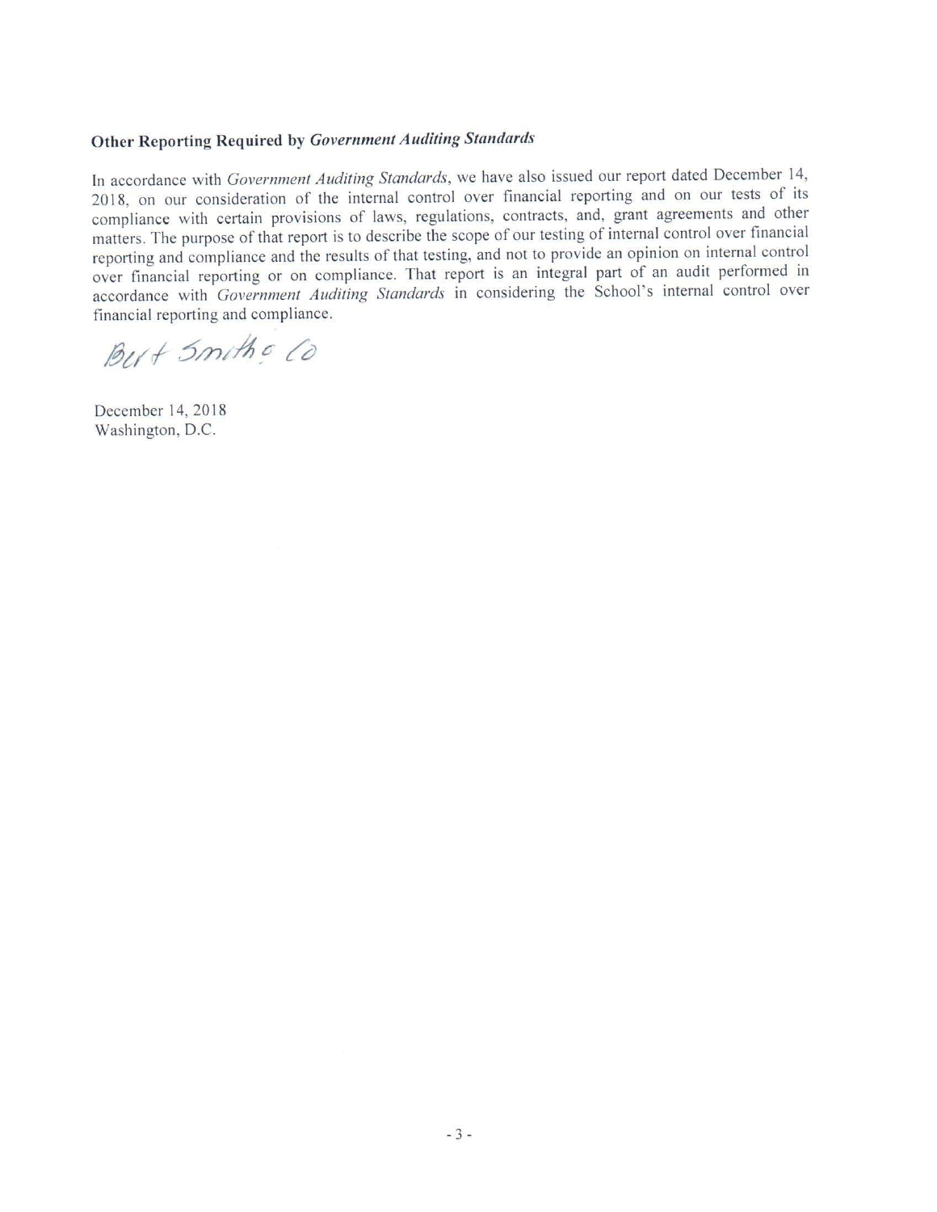### Other Reporting Required by *Government Auditing Standards*

In accordance with *Government Auditing Standards*, we have also issued our report dated December 14, 2018, on our consideration of the internal control over financial reporting and on our tests of its compliance with certain provisions of laws, regulations, contracts, and, grant agreements and other matters. The purpose of that report is to describe the scope of our testing of internal control over financial reporting and compliance and the results of that testing, and not to provide an opinion on internal control over financial reporting or on compliance. That report is an integral part of an audit performed in accordance with *Government Auditing Standards* in considering the School's internal control over financial reporting and compliance.

Bert Smith & Co

December 14, 2018
Washington, D.C.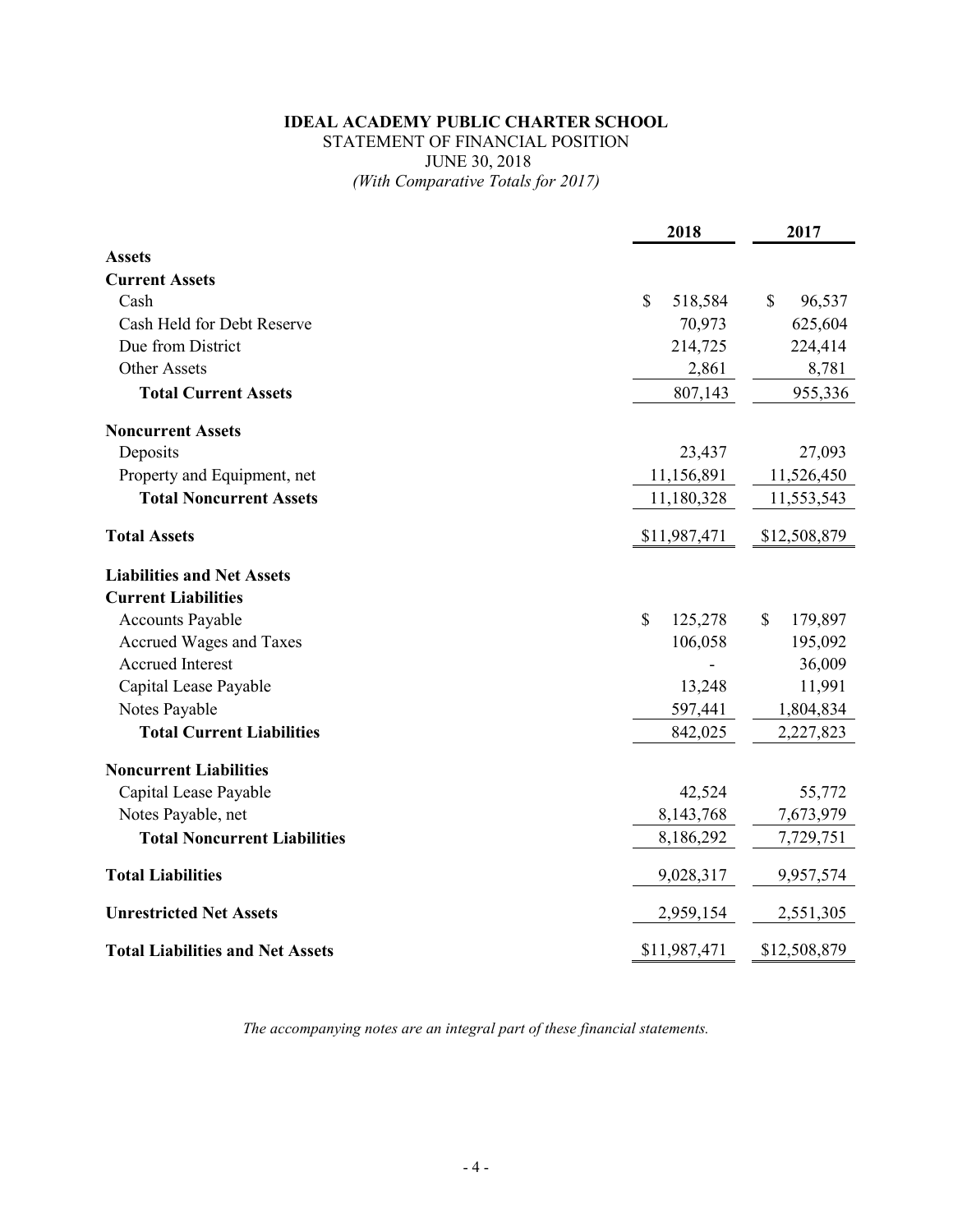**IDEAL ACADEMY PUBLIC CHARTER SCHOOL**
STATEMENT OF FINANCIAL POSITION
JUNE 30, 2018
*(With Comparative Totals for 2017)*

| | 2018 | 2017 |
|---|---|---|
| **Assets** | | |
| **Current Assets** | | |
| Cash | $ 518,584 | $ 96,537 |
| Cash Held for Debt Reserve | 70,973 | 625,604 |
| Due from District | 214,725 | 224,414 |
| Other Assets | 2,861 | 8,781 |
| **Total Current Assets** | 807,143 | 955,336 |
| **Noncurrent Assets** | | |
| Deposits | 23,437 | 27,093 |
| Property and Equipment, net | 11,156,891 | 11,526,450 |
| **Total Noncurrent Assets** | 11,180,328 | 11,553,543 |
| **Total Assets** | $11,987,471 | $12,508,879 |
| **Liabilities and Net Assets** | | |
| **Current Liabilities** | | |
| Accounts Payable | $ 125,278 | $ 179,897 |
| Accrued Wages and Taxes | 106,058 | 195,092 |
| Accrued Interest | - | 36,009 |
| Capital Lease Payable | 13,248 | 11,991 |
| Notes Payable | 597,441 | 1,804,834 |
| **Total Current Liabilities** | 842,025 | 2,227,823 |
| **Noncurrent Liabilities** | | |
| Capital Lease Payable | 42,524 | 55,772 |
| Notes Payable, net | 8,143,768 | 7,673,979 |
| **Total Noncurrent Liabilities** | 8,186,292 | 7,729,751 |
| **Total Liabilities** | 9,028,317 | 9,957,574 |
| **Unrestricted Net Assets** | 2,959,154 | 2,551,305 |
| **Total Liabilities and Net Assets** | $11,987,471 | $12,508,879 |

*The accompanying notes are an integral part of these financial statements.*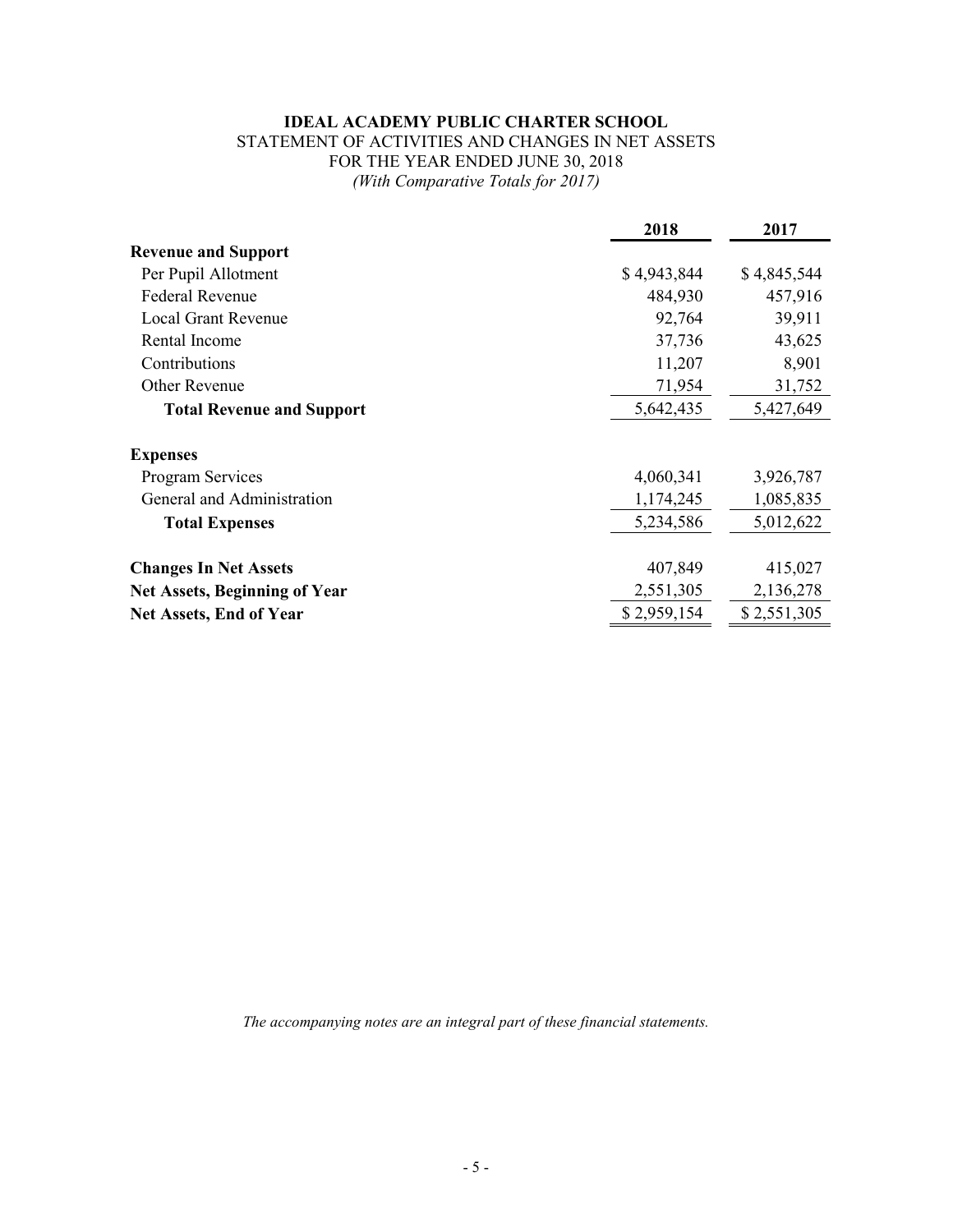# IDEAL ACADEMY PUBLIC CHARTER SCHOOL

STATEMENT OF ACTIVITIES AND CHANGES IN NET ASSETS
FOR THE YEAR ENDED JUNE 30, 2018
*(With Comparative Totals for 2017)*

| | 2018 | 2017 |
|---|---|---|
| **Revenue and Support** | | |
| Per Pupil Allotment | $ 4,943,844 | $ 4,845,544 |
| Federal Revenue | 484,930 | 457,916 |
| Local Grant Revenue | 92,764 | 39,911 |
| Rental Income | 37,736 | 43,625 |
| Contributions | 11,207 | 8,901 |
| Other Revenue | 71,954 | 31,752 |
| **Total Revenue and Support** | 5,642,435 | 5,427,649 |
| **Expenses** | | |
| Program Services | 4,060,341 | 3,926,787 |
| General and Administration | 1,174,245 | 1,085,835 |
| **Total Expenses** | 5,234,586 | 5,012,622 |
| **Changes In Net Assets** | 407,849 | 415,027 |
| **Net Assets, Beginning of Year** | 2,551,305 | 2,136,278 |
| **Net Assets, End of Year** | $ 2,959,154 | $ 2,551,305 |

*The accompanying notes are an integral part of these financial statements.*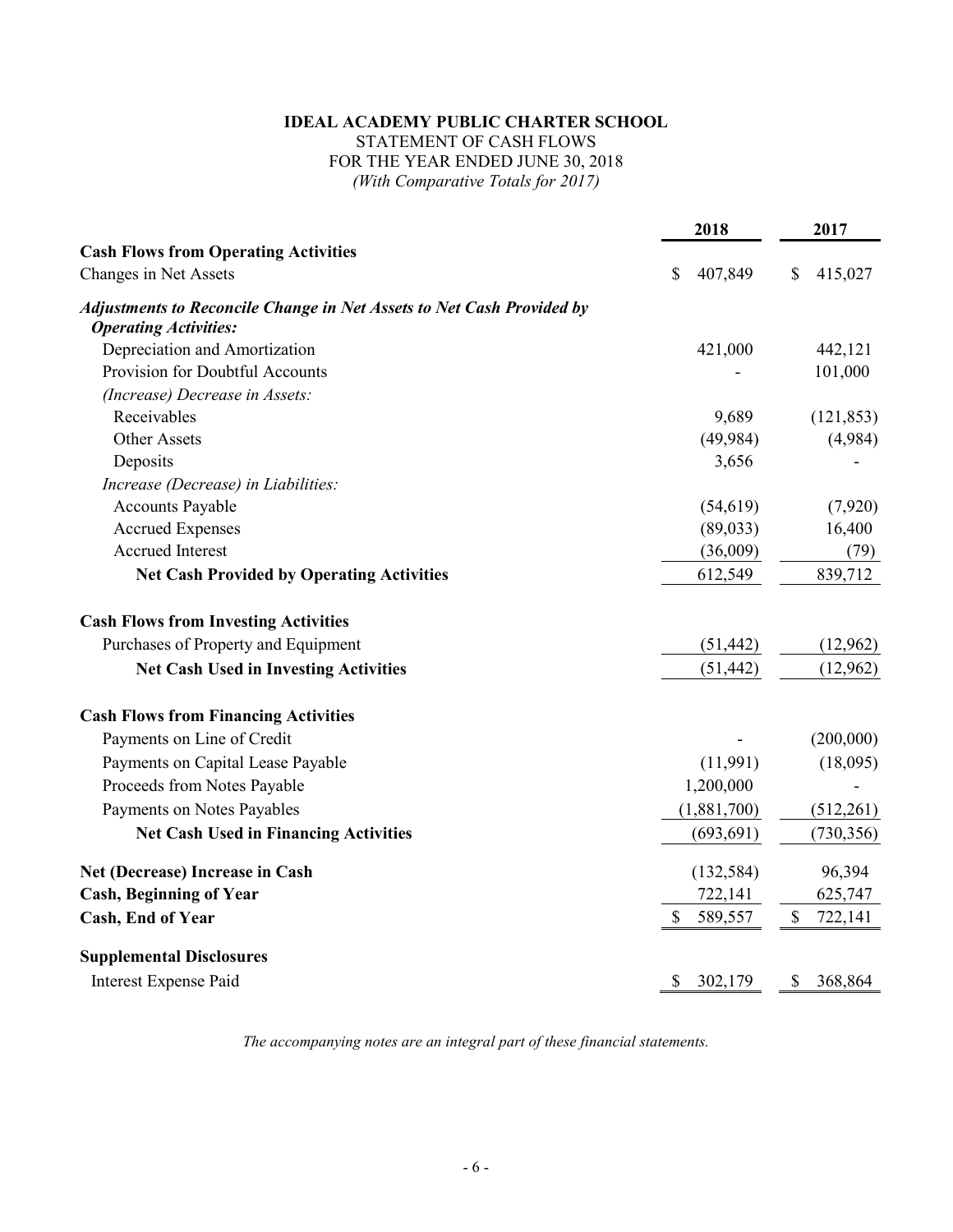**IDEAL ACADEMY PUBLIC CHARTER SCHOOL**

STATEMENT OF CASH FLOWS

FOR THE YEAR ENDED JUNE 30, 2018

*(With Comparative Totals for 2017)*

| | 2018 | 2017 |
|---|---|---|
| **Cash Flows from Operating Activities** | | |
| Changes in Net Assets | $ 407,849 | $ 415,027 |
| ***Adjustments to Reconcile Change in Net Assets to Net Cash Provided by Operating Activities:*** | | |
| Depreciation and Amortization | 421,000 | 442,121 |
| Provision for Doubtful Accounts | - | 101,000 |
| *(Increase) Decrease in Assets:* | | |
| Receivables | 9,689 | (121,853) |
| Other Assets | (49,984) | (4,984) |
| Deposits | 3,656 | - |
| *Increase (Decrease) in Liabilities:* | | |
| Accounts Payable | (54,619) | (7,920) |
| Accrued Expenses | (89,033) | 16,400 |
| Accrued Interest | (36,009) | (79) |
| **Net Cash Provided by Operating Activities** | 612,549 | 839,712 |
| **Cash Flows from Investing Activities** | | |
| Purchases of Property and Equipment | (51,442) | (12,962) |
| **Net Cash Used in Investing Activities** | (51,442) | (12,962) |
| **Cash Flows from Financing Activities** | | |
| Payments on Line of Credit | - | (200,000) |
| Payments on Capital Lease Payable | (11,991) | (18,095) |
| Proceeds from Notes Payable | 1,200,000 | - |
| Payments on Notes Payables | (1,881,700) | (512,261) |
| **Net Cash Used in Financing Activities** | (693,691) | (730,356) |
| **Net (Decrease) Increase in Cash** | (132,584) | 96,394 |
| **Cash, Beginning of Year** | 722,141 | 625,747 |
| **Cash, End of Year** | $ 589,557 | $ 722,141 |
| **Supplemental Disclosures** | | |
| Interest Expense Paid | $ 302,179 | $ 368,864 |

*The accompanying notes are an integral part of these financial statements.*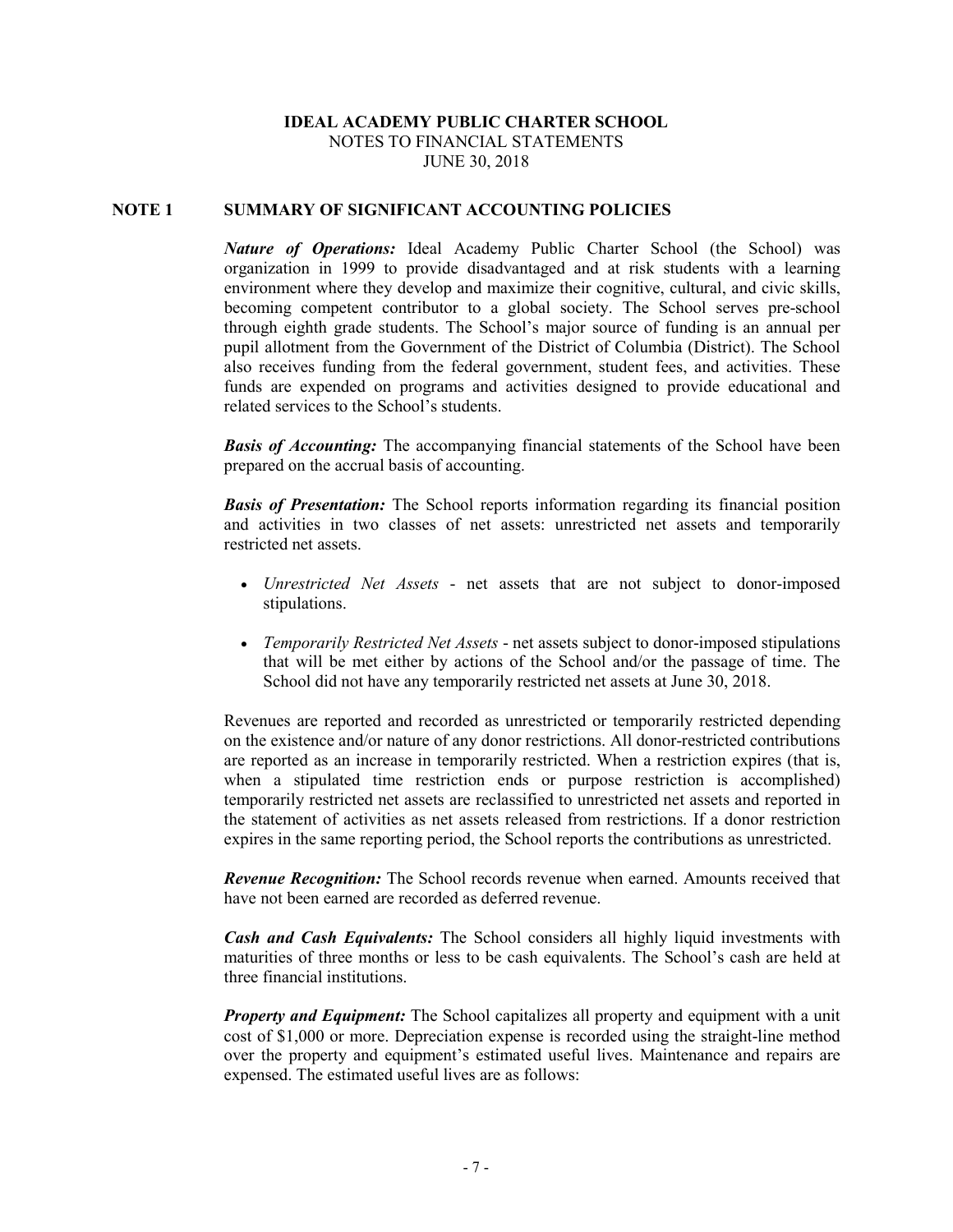**IDEAL ACADEMY PUBLIC CHARTER SCHOOL**
NOTES TO FINANCIAL STATEMENTS
JUNE 30, 2018

## NOTE 1 SUMMARY OF SIGNIFICANT ACCOUNTING POLICIES

***Nature of Operations:*** Ideal Academy Public Charter School (the School) was organization in 1999 to provide disadvantaged and at risk students with a learning environment where they develop and maximize their cognitive, cultural, and civic skills, becoming competent contributor to a global society. The School serves pre-school through eighth grade students. The School's major source of funding is an annual per pupil allotment from the Government of the District of Columbia (District). The School also receives funding from the federal government, student fees, and activities. These funds are expended on programs and activities designed to provide educational and related services to the School's students.

***Basis of Accounting:*** The accompanying financial statements of the School have been prepared on the accrual basis of accounting.

***Basis of Presentation:*** The School reports information regarding its financial position and activities in two classes of net assets: unrestricted net assets and temporarily restricted net assets.

- *Unrestricted Net Assets* - net assets that are not subject to donor-imposed stipulations.
- *Temporarily Restricted Net Assets* - net assets subject to donor-imposed stipulations that will be met either by actions of the School and/or the passage of time. The School did not have any temporarily restricted net assets at June 30, 2018.

Revenues are reported and recorded as unrestricted or temporarily restricted depending on the existence and/or nature of any donor restrictions. All donor-restricted contributions are reported as an increase in temporarily restricted. When a restriction expires (that is, when a stipulated time restriction ends or purpose restriction is accomplished) temporarily restricted net assets are reclassified to unrestricted net assets and reported in the statement of activities as net assets released from restrictions. If a donor restriction expires in the same reporting period, the School reports the contributions as unrestricted.

***Revenue Recognition:*** The School records revenue when earned. Amounts received that have not been earned are recorded as deferred revenue.

***Cash and Cash Equivalents:*** The School considers all highly liquid investments with maturities of three months or less to be cash equivalents. The School's cash are held at three financial institutions.

***Property and Equipment:*** The School capitalizes all property and equipment with a unit cost of $1,000 or more. Depreciation expense is recorded using the straight-line method over the property and equipment's estimated useful lives. Maintenance and repairs are expensed. The estimated useful lives are as follows: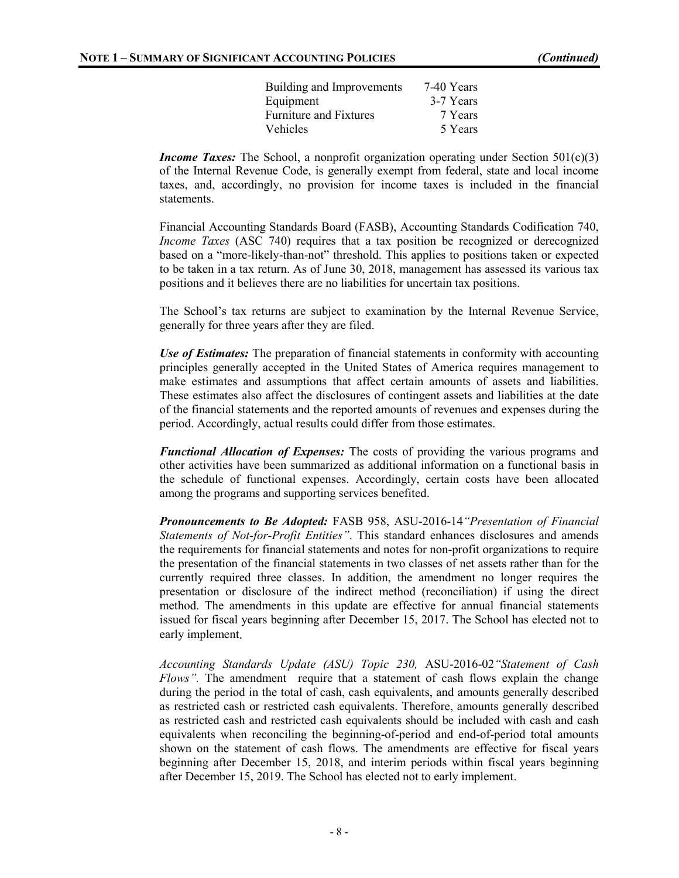| | |
|---|---|
| Building and Improvements | 7-40 Years |
| Equipment | 3-7 Years |
| Furniture and Fixtures | 7 Years |
| Vehicles | 5 Years |

***Income Taxes:*** The School, a nonprofit organization operating under Section 501(c)(3) of the Internal Revenue Code, is generally exempt from federal, state and local income taxes, and, accordingly, no provision for income taxes is included in the financial statements.

Financial Accounting Standards Board (FASB), Accounting Standards Codification 740, *Income Taxes* (ASC 740) requires that a tax position be recognized or derecognized based on a "more-likely-than-not" threshold. This applies to positions taken or expected to be taken in a tax return. As of June 30, 2018, management has assessed its various tax positions and it believes there are no liabilities for uncertain tax positions.

The School's tax returns are subject to examination by the Internal Revenue Service, generally for three years after they are filed.

***Use of Estimates:*** The preparation of financial statements in conformity with accounting principles generally accepted in the United States of America requires management to make estimates and assumptions that affect certain amounts of assets and liabilities. These estimates also affect the disclosures of contingent assets and liabilities at the date of the financial statements and the reported amounts of revenues and expenses during the period. Accordingly, actual results could differ from those estimates.

***Functional Allocation of Expenses:*** The costs of providing the various programs and other activities have been summarized as additional information on a functional basis in the schedule of functional expenses. Accordingly, certain costs have been allocated among the programs and supporting services benefited.

***Pronouncements to Be Adopted:*** FASB 958, ASU-2016-14 *"Presentation of Financial Statements of Not-for-Profit Entities"*. This standard enhances disclosures and amends the requirements for financial statements and notes for non-profit organizations to require the presentation of the financial statements in two classes of net assets rather than for the currently required three classes. In addition, the amendment no longer requires the presentation or disclosure of the indirect method (reconciliation) if using the direct method. The amendments in this update are effective for annual financial statements issued for fiscal years beginning after December 15, 2017. The School has elected not to early implement.

*Accounting Standards Update (ASU) Topic 230,* ASU-2016-02 *"Statement of Cash Flows".* The amendment require that a statement of cash flows explain the change during the period in the total of cash, cash equivalents, and amounts generally described as restricted cash or restricted cash equivalents. Therefore, amounts generally described as restricted cash and restricted cash equivalents should be included with cash and cash equivalents when reconciling the beginning-of-period and end-of-period total amounts shown on the statement of cash flows. The amendments are effective for fiscal years beginning after December 15, 2018, and interim periods within fiscal years beginning after December 15, 2019. The School has elected not to early implement.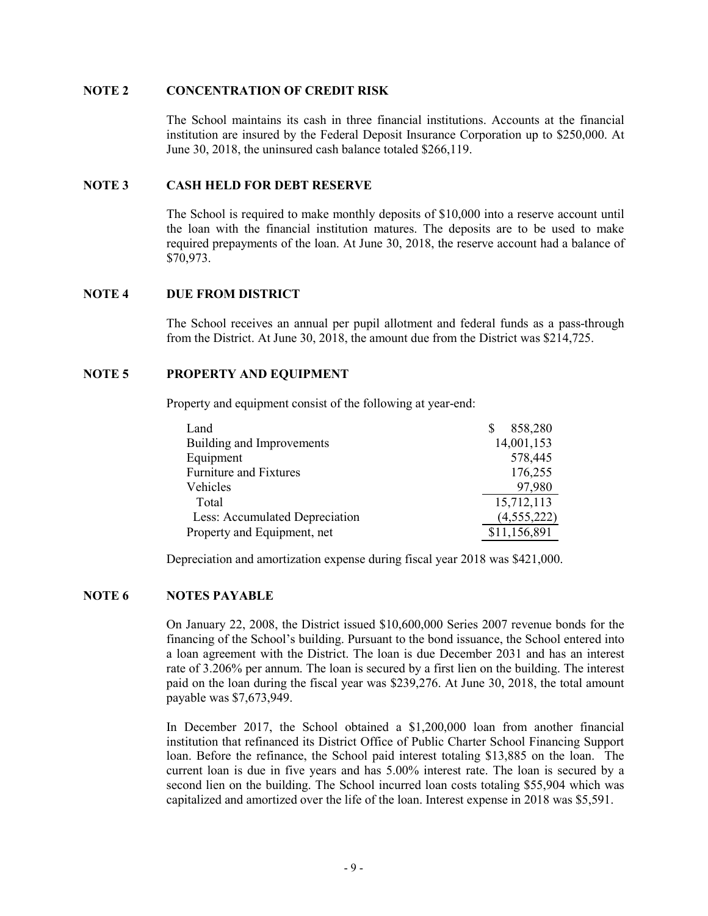## NOTE 2 CONCENTRATION OF CREDIT RISK

The School maintains its cash in three financial institutions. Accounts at the financial institution are insured by the Federal Deposit Insurance Corporation up to $250,000. At June 30, 2018, the uninsured cash balance totaled $266,119.

## NOTE 3 CASH HELD FOR DEBT RESERVE

The School is required to make monthly deposits of $10,000 into a reserve account until the loan with the financial institution matures. The deposits are to be used to make required prepayments of the loan. At June 30, 2018, the reserve account had a balance of $70,973.

## NOTE 4 DUE FROM DISTRICT

The School receives an annual per pupil allotment and federal funds as a pass-through from the District. At June 30, 2018, the amount due from the District was $214,725.

## NOTE 5 PROPERTY AND EQUIPMENT

Property and equipment consist of the following at year-end:

| | |
|---|---|
| Land | $ 858,280 |
| Building and Improvements | 14,001,153 |
| Equipment | 578,445 |
| Furniture and Fixtures | 176,255 |
| Vehicles | 97,980 |
| Total | 15,712,113 |
| Less: Accumulated Depreciation | (4,555,222) |
| Property and Equipment, net | $11,156,891 |

Depreciation and amortization expense during fiscal year 2018 was $421,000.

## NOTE 6 NOTES PAYABLE

On January 22, 2008, the District issued $10,600,000 Series 2007 revenue bonds for the financing of the School's building. Pursuant to the bond issuance, the School entered into a loan agreement with the District. The loan is due December 2031 and has an interest rate of 3.206% per annum. The loan is secured by a first lien on the building. The interest paid on the loan during the fiscal year was $239,276. At June 30, 2018, the total amount payable was $7,673,949.

In December 2017, the School obtained a $1,200,000 loan from another financial institution that refinanced its District Office of Public Charter School Financing Support loan. Before the refinance, the School paid interest totaling $13,885 on the loan. The current loan is due in five years and has 5.00% interest rate. The loan is secured by a second lien on the building. The School incurred loan costs totaling $55,904 which was capitalized and amortized over the life of the loan. Interest expense in 2018 was $5,591.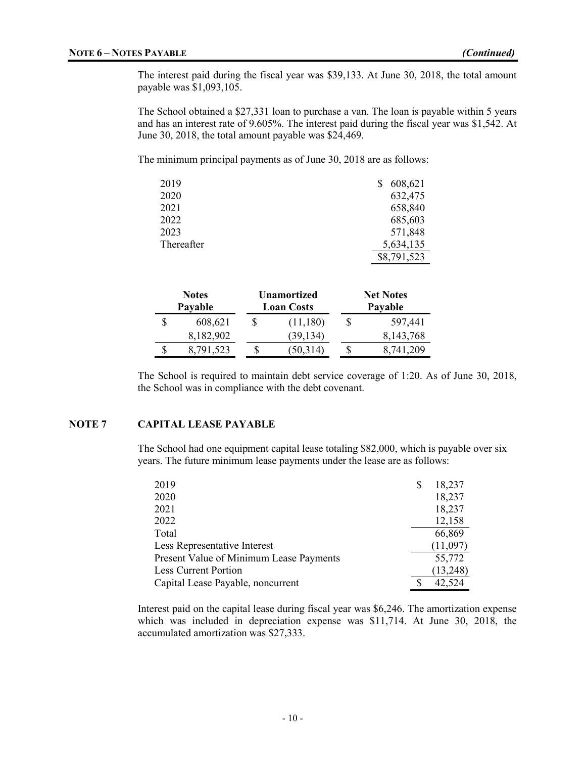**NOTE 6 – NOTES PAYABLE** *(Continued)*

The interest paid during the fiscal year was $39,133. At June 30, 2018, the total amount payable was $1,093,105.

The School obtained a $27,331 loan to purchase a van. The loan is payable within 5 years and has an interest rate of 9.605%. The interest paid during the fiscal year was $1,542. At June 30, 2018, the total amount payable was $24,469.

The minimum principal payments as of June 30, 2018 are as follows:

| | |
|---|---|
| 2019 | $ 608,621 |
| 2020 | 632,475 |
| 2021 | 658,840 |
| 2022 | 685,603 |
| 2023 | 571,848 |
| Thereafter | 5,634,135 |
| | $8,791,523 |

| Notes Payable | Unamortized Loan Costs | Net Notes Payable |
|---|---|---|
| $ 608,621 | $ (11,180) | $ 597,441 |
| 8,182,902 | (39,134) | 8,143,768 |
| $ 8,791,523 | $ (50,314) | $ 8,741,209 |

The School is required to maintain debt service coverage of 1:20. As of June 30, 2018, the School was in compliance with the debt covenant.

## NOTE 7 CAPITAL LEASE PAYABLE

The School had one equipment capital lease totaling $82,000, which is payable over six years. The future minimum lease payments under the lease are as follows:

| | |
|---|---|
| 2019 | $ 18,237 |
| 2020 | 18,237 |
| 2021 | 18,237 |
| 2022 | 12,158 |
| Total | 66,869 |
| Less Representative Interest | (11,097) |
| Present Value of Minimum Lease Payments | 55,772 |
| Less Current Portion | (13,248) |
| Capital Lease Payable, noncurrent | $ 42,524 |

Interest paid on the capital lease during fiscal year was $6,246. The amortization expense which was included in depreciation expense was $11,714. At June 30, 2018, the accumulated amortization was $27,333.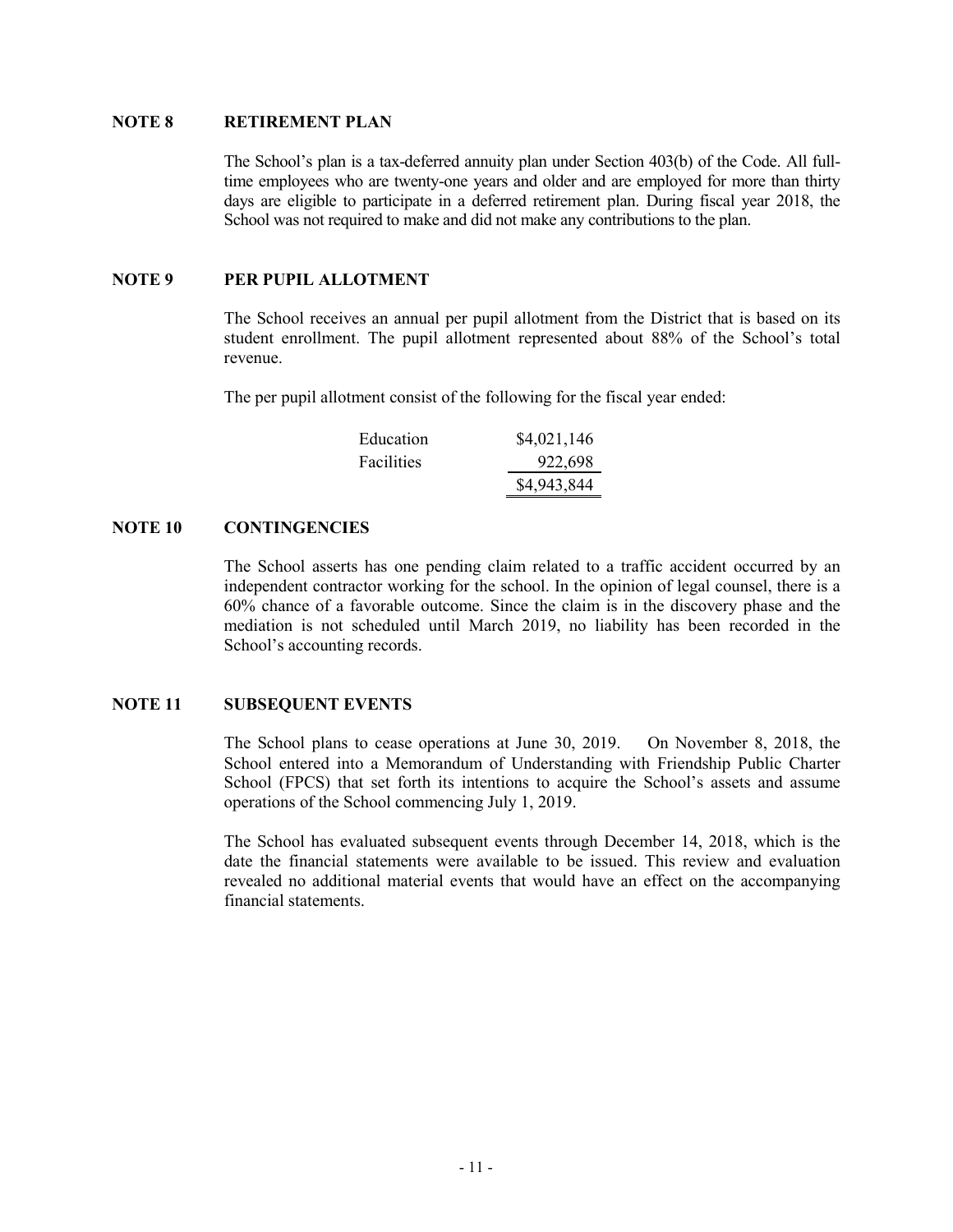## NOTE 8 RETIREMENT PLAN

The School's plan is a tax-deferred annuity plan under Section 403(b) of the Code. All full-time employees who are twenty-one years and older and are employed for more than thirty days are eligible to participate in a deferred retirement plan. During fiscal year 2018, the School was not required to make and did not make any contributions to the plan.

## NOTE 9 PER PUPIL ALLOTMENT

The School receives an annual per pupil allotment from the District that is based on its student enrollment. The pupil allotment represented about 88% of the School's total revenue.

The per pupil allotment consist of the following for the fiscal year ended:

| | |
|---|---|
| Education | \$4,021,146 |
| Facilities | 922,698 |
| | \$4,943,844 |

## NOTE 10 CONTINGENCIES

The School asserts has one pending claim related to a traffic accident occurred by an independent contractor working for the school. In the opinion of legal counsel, there is a 60% chance of a favorable outcome. Since the claim is in the discovery phase and the mediation is not scheduled until March 2019, no liability has been recorded in the School's accounting records.

## NOTE 11 SUBSEQUENT EVENTS

The School plans to cease operations at June 30, 2019. On November 8, 2018, the School entered into a Memorandum of Understanding with Friendship Public Charter School (FPCS) that set forth its intentions to acquire the School's assets and assume operations of the School commencing July 1, 2019.

The School has evaluated subsequent events through December 14, 2018, which is the date the financial statements were available to be issued. This review and evaluation revealed no additional material events that would have an effect on the accompanying financial statements.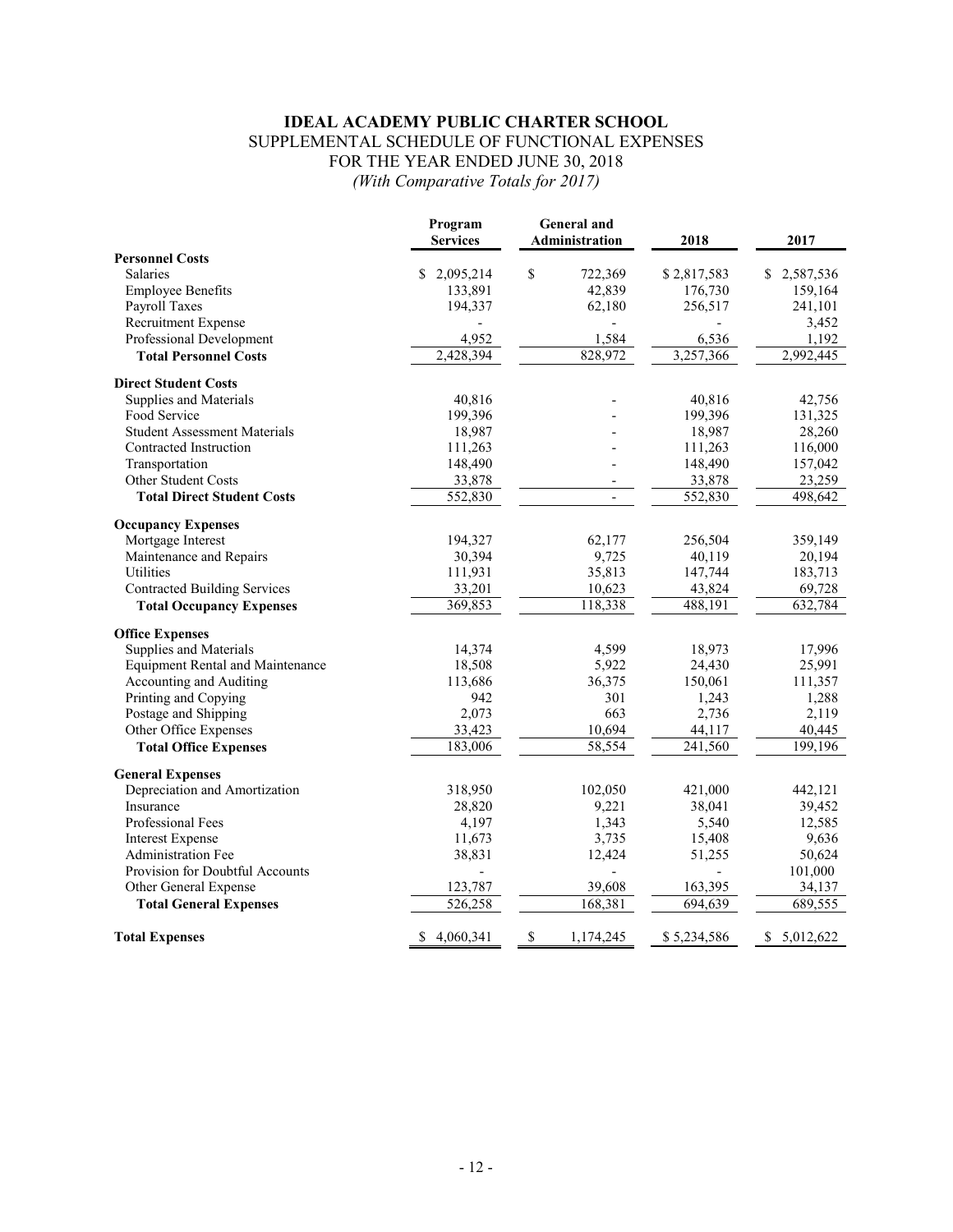# IDEAL ACADEMY PUBLIC CHARTER SCHOOL

## SUPPLEMENTAL SCHEDULE OF FUNCTIONAL EXPENSES
## FOR THE YEAR ENDED JUNE 30, 2018
*(With Comparative Totals for 2017)*

| | Program Services | General and Administration | 2018 | 2017 |
|---|---|---|---|---|
| **Personnel Costs** | | | | |
| Salaries | $ 2,095,214 | $ 722,369 | $ 2,817,583 | $ 2,587,536 |
| Employee Benefits | 133,891 | 42,839 | 176,730 | 159,164 |
| Payroll Taxes | 194,337 | 62,180 | 256,517 | 241,101 |
| Recruitment Expense | - | - | - | 3,452 |
| Professional Development | 4,952 | 1,584 | 6,536 | 1,192 |
| **Total Personnel Costs** | 2,428,394 | 828,972 | 3,257,366 | 2,992,445 |
| **Direct Student Costs** | | | | |
| Supplies and Materials | 40,816 | - | 40,816 | 42,756 |
| Food Service | 199,396 | - | 199,396 | 131,325 |
| Student Assessment Materials | 18,987 | - | 18,987 | 28,260 |
| Contracted Instruction | 111,263 | - | 111,263 | 116,000 |
| Transportation | 148,490 | - | 148,490 | 157,042 |
| Other Student Costs | 33,878 | - | 33,878 | 23,259 |
| **Total Direct Student Costs** | 552,830 | - | 552,830 | 498,642 |
| **Occupancy Expenses** | | | | |
| Mortgage Interest | 194,327 | 62,177 | 256,504 | 359,149 |
| Maintenance and Repairs | 30,394 | 9,725 | 40,119 | 20,194 |
| Utilities | 111,931 | 35,813 | 147,744 | 183,713 |
| Contracted Building Services | 33,201 | 10,623 | 43,824 | 69,728 |
| **Total Occupancy Expenses** | 369,853 | 118,338 | 488,191 | 632,784 |
| **Office Expenses** | | | | |
| Supplies and Materials | 14,374 | 4,599 | 18,973 | 17,996 |
| Equipment Rental and Maintenance | 18,508 | 5,922 | 24,430 | 25,991 |
| Accounting and Auditing | 113,686 | 36,375 | 150,061 | 111,357 |
| Printing and Copying | 942 | 301 | 1,243 | 1,288 |
| Postage and Shipping | 2,073 | 663 | 2,736 | 2,119 |
| Other Office Expenses | 33,423 | 10,694 | 44,117 | 40,445 |
| **Total Office Expenses** | 183,006 | 58,554 | 241,560 | 199,196 |
| **General Expenses** | | | | |
| Depreciation and Amortization | 318,950 | 102,050 | 421,000 | 442,121 |
| Insurance | 28,820 | 9,221 | 38,041 | 39,452 |
| Professional Fees | 4,197 | 1,343 | 5,540 | 12,585 |
| Interest Expense | 11,673 | 3,735 | 15,408 | 9,636 |
| Administration Fee | 38,831 | 12,424 | 51,255 | 50,624 |
| Provision for Doubtful Accounts | - | - | - | 101,000 |
| Other General Expense | 123,787 | 39,608 | 163,395 | 34,137 |
| **Total General Expenses** | 526,258 | 168,381 | 694,639 | 689,555 |
| **Total Expenses** | $ 4,060,341 | $ 1,174,245 | $ 5,234,586 | $ 5,012,622 |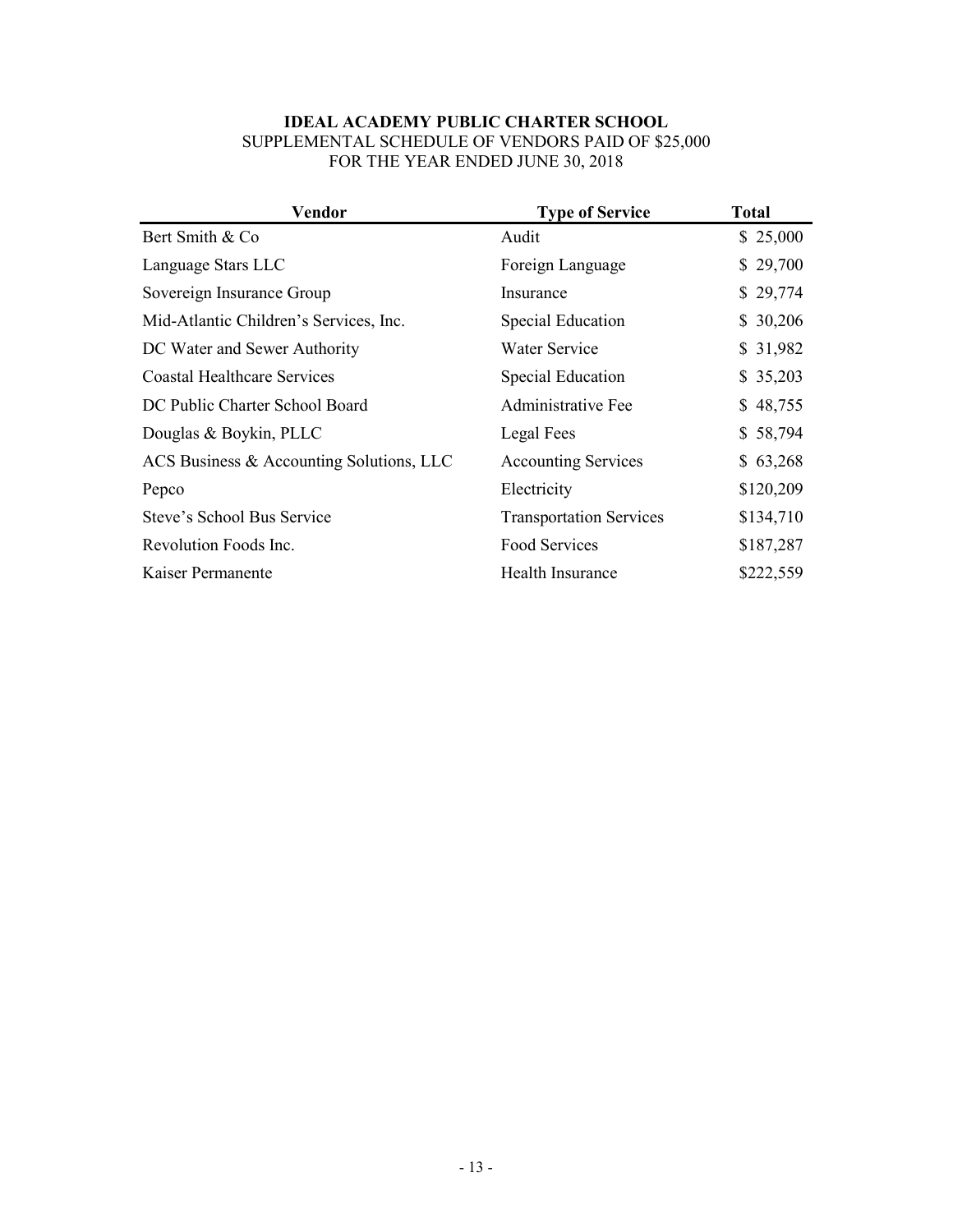**IDEAL ACADEMY PUBLIC CHARTER SCHOOL**
SUPPLEMENTAL SCHEDULE OF VENDORS PAID OF $25,000
FOR THE YEAR ENDED JUNE 30, 2018

| Vendor | Type of Service | Total |
|---|---|---|
| Bert Smith & Co | Audit | $ 25,000 |
| Language Stars LLC | Foreign Language | $ 29,700 |
| Sovereign Insurance Group | Insurance | $ 29,774 |
| Mid-Atlantic Children's Services, Inc. | Special Education | $ 30,206 |
| DC Water and Sewer Authority | Water Service | $ 31,982 |
| Coastal Healthcare Services | Special Education | $ 35,203 |
| DC Public Charter School Board | Administrative Fee | $ 48,755 |
| Douglas & Boykin, PLLC | Legal Fees | $ 58,794 |
| ACS Business & Accounting Solutions, LLC | Accounting Services | $ 63,268 |
| Pepco | Electricity | $120,209 |
| Steve's School Bus Service | Transportation Services | $134,710 |
| Revolution Foods Inc. | Food Services | $187,287 |
| Kaiser Permanente | Health Insurance | $222,559 |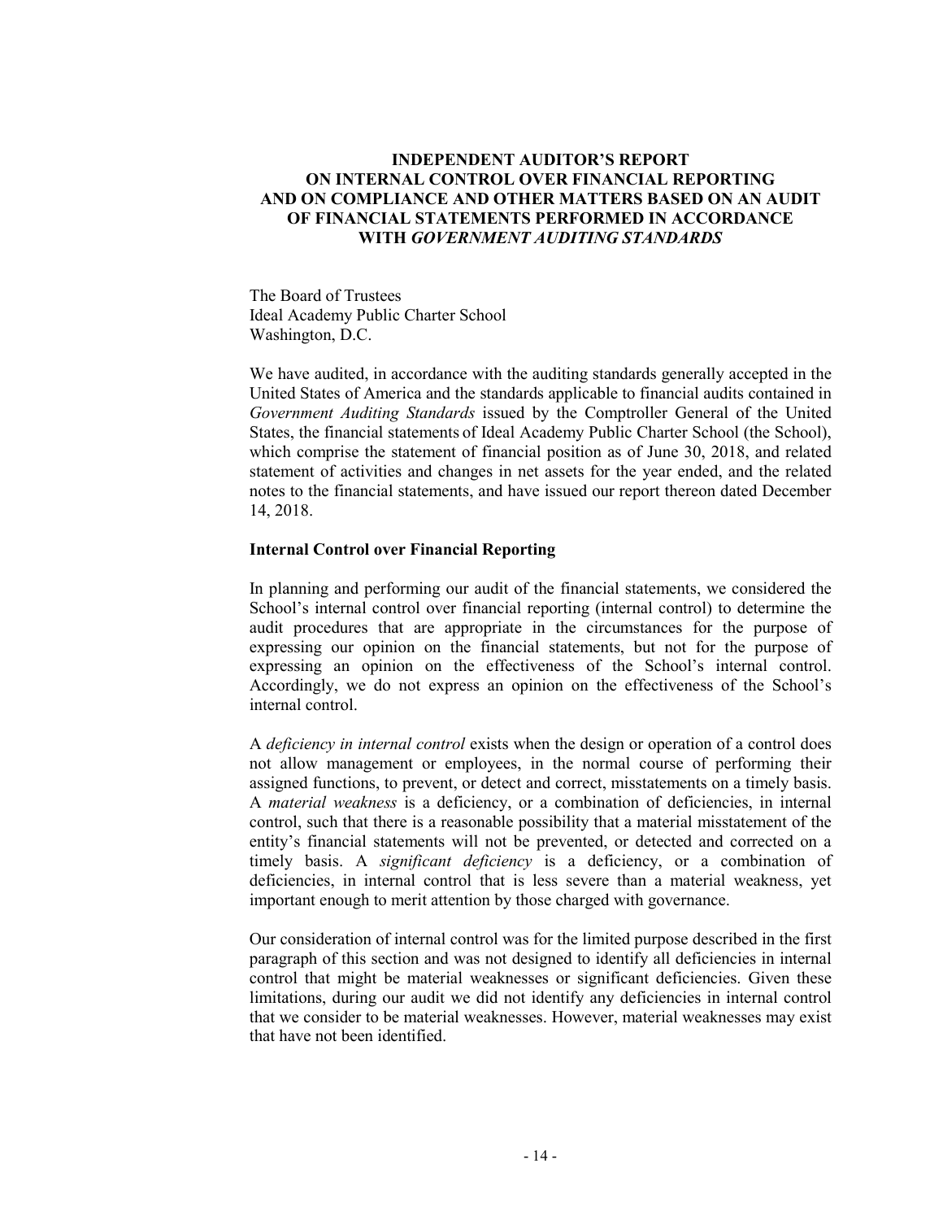# INDEPENDENT AUDITOR'S REPORT ON INTERNAL CONTROL OVER FINANCIAL REPORTING AND ON COMPLIANCE AND OTHER MATTERS BASED ON AN AUDIT OF FINANCIAL STATEMENTS PERFORMED IN ACCORDANCE WITH *GOVERNMENT AUDITING STANDARDS*

The Board of Trustees
Ideal Academy Public Charter School
Washington, D.C.

We have audited, in accordance with the auditing standards generally accepted in the United States of America and the standards applicable to financial audits contained in *Government Auditing Standards* issued by the Comptroller General of the United States, the financial statements of Ideal Academy Public Charter School (the School), which comprise the statement of financial position as of June 30, 2018, and related statement of activities and changes in net assets for the year ended, and the related notes to the financial statements, and have issued our report thereon dated December 14, 2018.

**Internal Control over Financial Reporting**

In planning and performing our audit of the financial statements, we considered the School's internal control over financial reporting (internal control) to determine the audit procedures that are appropriate in the circumstances for the purpose of expressing our opinion on the financial statements, but not for the purpose of expressing an opinion on the effectiveness of the School's internal control. Accordingly, we do not express an opinion on the effectiveness of the School's internal control.

A *deficiency in internal control* exists when the design or operation of a control does not allow management or employees, in the normal course of performing their assigned functions, to prevent, or detect and correct, misstatements on a timely basis. A *material weakness* is a deficiency, or a combination of deficiencies, in internal control, such that there is a reasonable possibility that a material misstatement of the entity's financial statements will not be prevented, or detected and corrected on a timely basis. A *significant deficiency* is a deficiency, or a combination of deficiencies, in internal control that is less severe than a material weakness, yet important enough to merit attention by those charged with governance.

Our consideration of internal control was for the limited purpose described in the first paragraph of this section and was not designed to identify all deficiencies in internal control that might be material weaknesses or significant deficiencies. Given these limitations, during our audit we did not identify any deficiencies in internal control that we consider to be material weaknesses. However, material weaknesses may exist that have not been identified.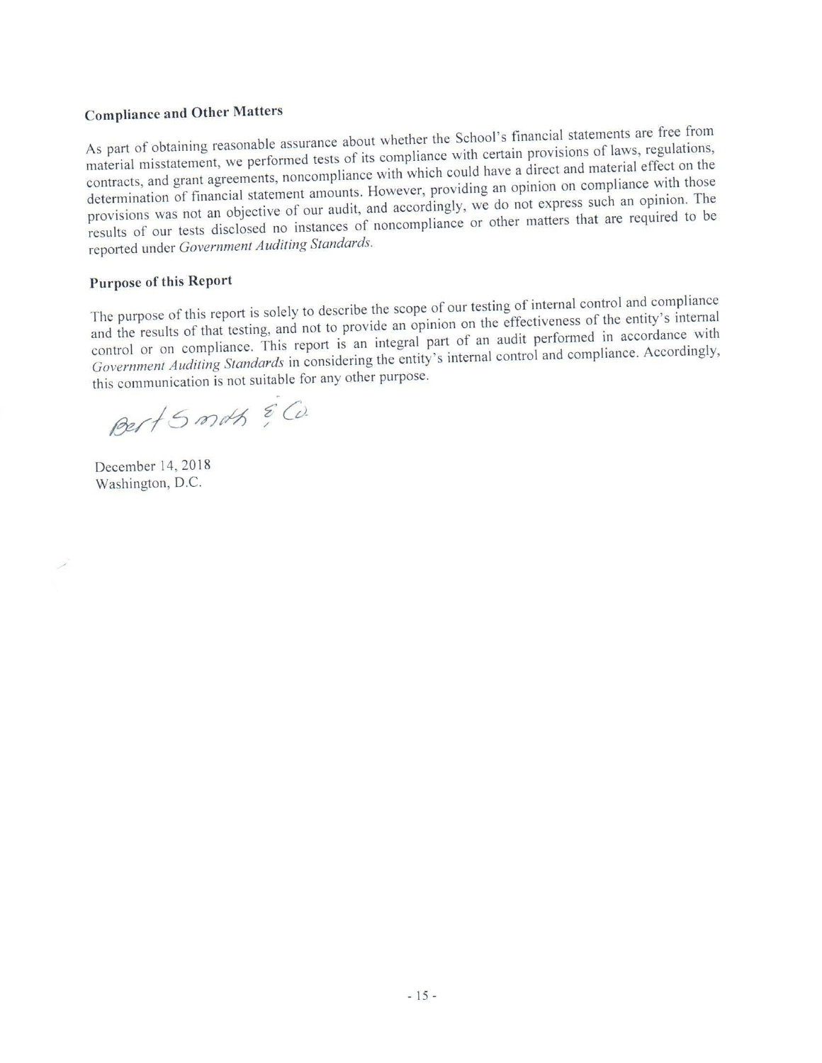## Compliance and Other Matters

As part of obtaining reasonable assurance about whether the School's financial statements are free from material misstatement, we performed tests of its compliance with certain provisions of laws, regulations, contracts, and grant agreements, noncompliance with which could have a direct and material effect on the determination of financial statement amounts. However, providing an opinion on compliance with those provisions was not an objective of our audit, and accordingly, we do not express such an opinion. The results of our tests disclosed no instances of noncompliance or other matters that are required to be reported under *Government Auditing Standards*.

## Purpose of this Report

The purpose of this report is solely to describe the scope of our testing of internal control and compliance and the results of that testing, and not to provide an opinion on the effectiveness of the entity's internal control or on compliance. This report is an integral part of an audit performed in accordance with *Government Auditing Standards* in considering the entity's internal control and compliance. Accordingly, this communication is not suitable for any other purpose.

Bert Smith & Co.

December 14, 2018
Washington, D.C.